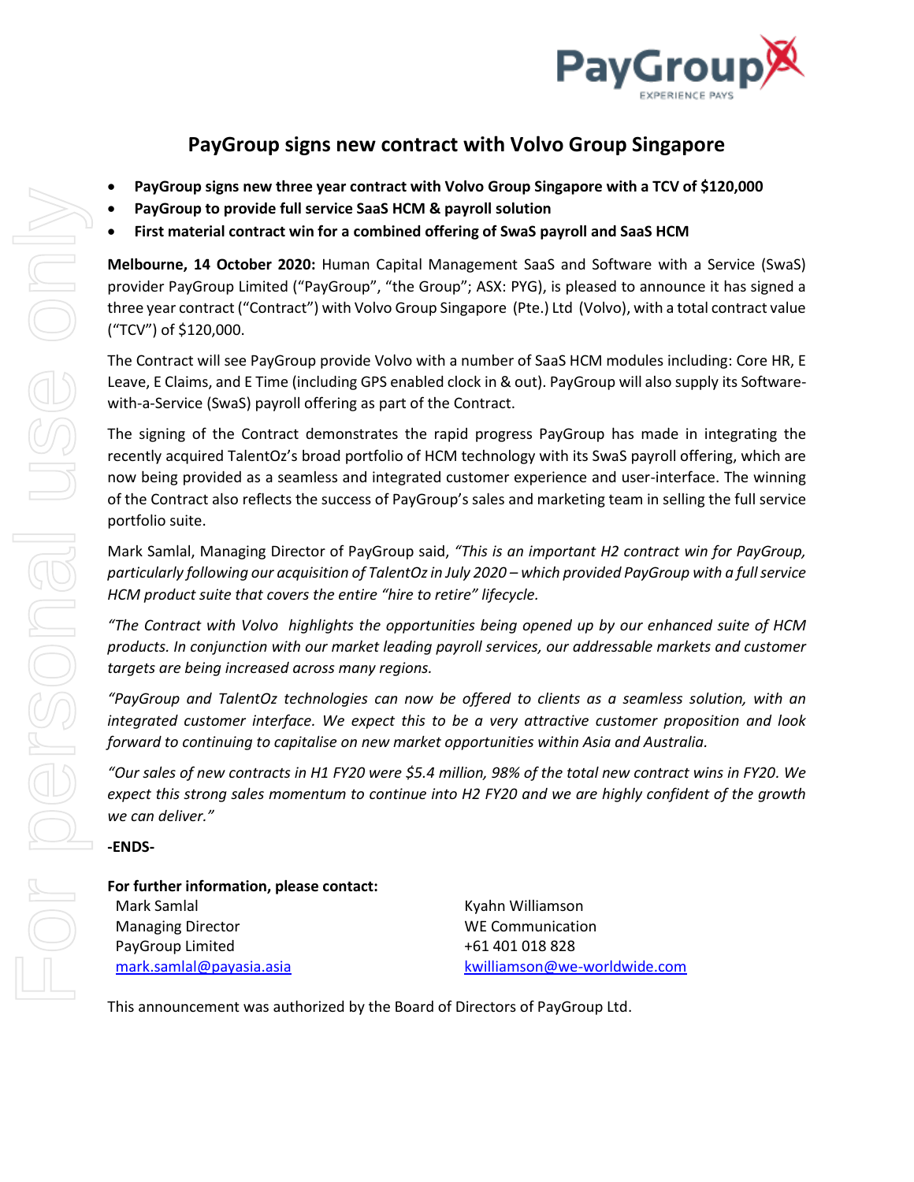# PayGroup signs new contract with Volvo Group Singapore

- **PayGroup signs new three year contract with Volvo Group Singapore with a TCV of $120,000**
- **PayGroup to provide full service SaaS HCM & payroll solution**
- **First material contract win for a combined offering of SwaS payroll and SaaS HCM**

**Melbourne, 14 October 2020:** Human Capital Management SaaS and Software with a Service (SwaS) provider PayGroup Limited ("PayGroup", "the Group"; ASX: PYG), is pleased to announce it has signed a three year contract ("Contract") with Volvo Group Singapore (Pte.) Ltd (Volvo), with a total contract value ("TCV") of $120,000.

The Contract will see PayGroup provide Volvo with a number of SaaS HCM modules including: Core HR, E Leave, E Claims, and E Time (including GPS enabled clock in & out). PayGroup will also supply its Software-with-a-Service (SwaS) payroll offering as part of the Contract.

The signing of the Contract demonstrates the rapid progress PayGroup has made in integrating the recently acquired TalentOz's broad portfolio of HCM technology with its SwaS payroll offering, which are now being provided as a seamless and integrated customer experience and user-interface. The winning of the Contract also reflects the success of PayGroup's sales and marketing team in selling the full service portfolio suite.

Mark Samlal, Managing Director of PayGroup said, *"This is an important H2 contract win for PayGroup, particularly following our acquisition of TalentOz in July 2020 – which provided PayGroup with a full service HCM product suite that covers the entire "hire to retire" lifecycle.*

*"The Contract with Volvo highlights the opportunities being opened up by our enhanced suite of HCM products. In conjunction with our market leading payroll services, our addressable markets and customer targets are being increased across many regions.*

*"PayGroup and TalentOz technologies can now be offered to clients as a seamless solution, with an integrated customer interface. We expect this to be a very attractive customer proposition and look forward to continuing to capitalise on new market opportunities within Asia and Australia.*

*"Our sales of new contracts in H1 FY20 were $5.4 million, 98% of the total new contract wins in FY20. We expect this strong sales momentum to continue into H2 FY20 and we are highly confident of the growth we can deliver."*

**-ENDS-**

**For further information, please contact:**

Mark Samlal
Managing Director
PayGroup Limited
mark.samlal@payasia.asia

Kyahn Williamson
WE Communication
+61 401 018 828
kwilliamson@we-worldwide.com

This announcement was authorized by the Board of Directors of PayGroup Ltd.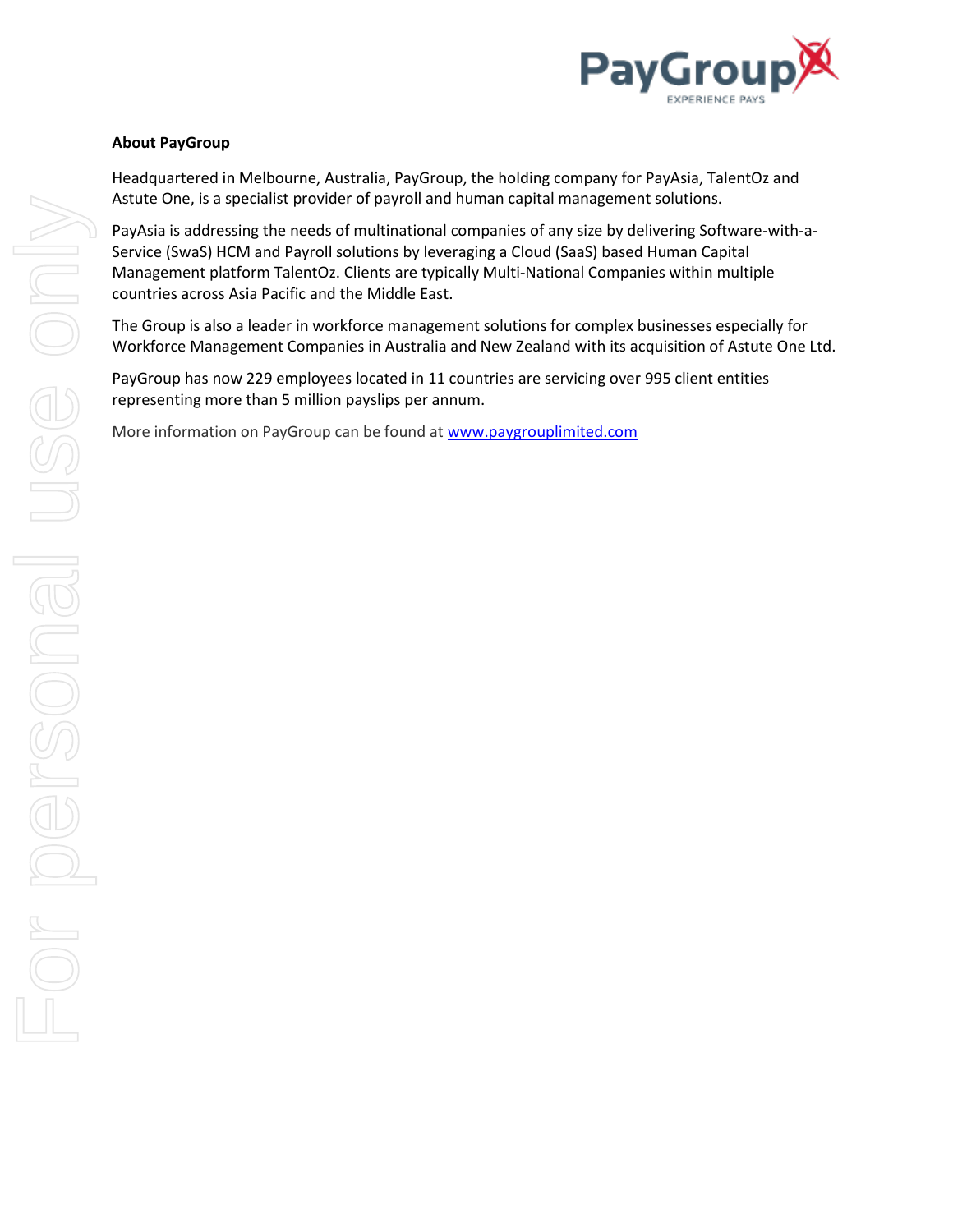**About PayGroup**

Headquartered in Melbourne, Australia, PayGroup, the holding company for PayAsia, TalentOz and Astute One, is a specialist provider of payroll and human capital management solutions.

PayAsia is addressing the needs of multinational companies of any size by delivering Software-with-a-Service (SwaS) HCM and Payroll solutions by leveraging a Cloud (SaaS) based Human Capital Management platform TalentOz. Clients are typically Multi-National Companies within multiple countries across Asia Pacific and the Middle East.

The Group is also a leader in workforce management solutions for complex businesses especially for Workforce Management Companies in Australia and New Zealand with its acquisition of Astute One Ltd.

PayGroup has now 229 employees located in 11 countries are servicing over 995 client entities representing more than 5 million payslips per annum.

More information on PayGroup can be found at [www.paygrouplimited.com](http://www.paygrouplimited.com)